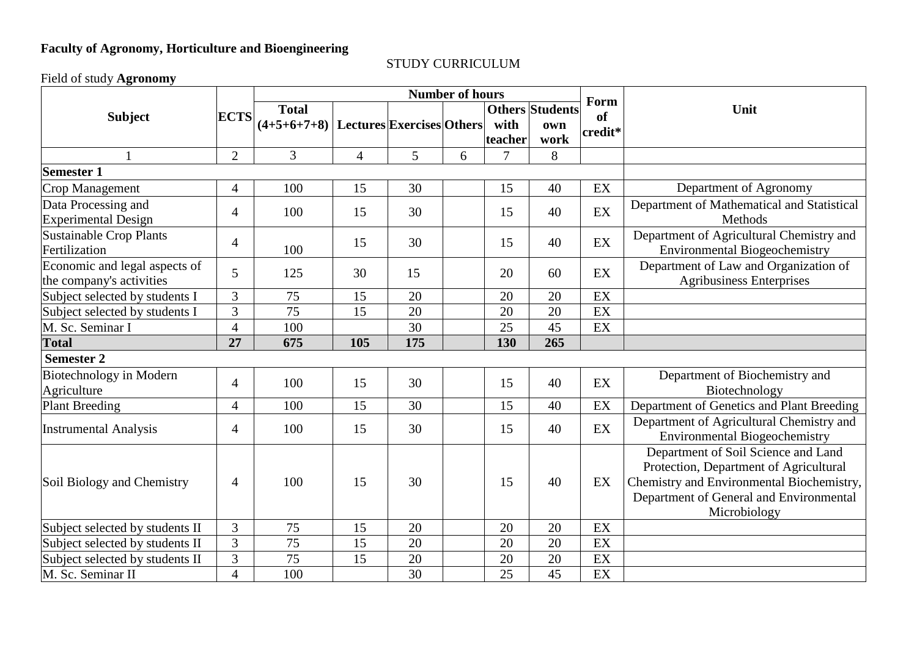**Faculty of Agronomy, Horticulture and Bioengineering**

STUDY CURRICULUM

Field of study **Agronomy**

| Subject | ECTS | Number of hours | | | | | | Form of credit* | Unit |
|---|---|---|---|---|---|---|---|---|---|
| | | Total (4+5+6+7+8) | Lectures | Exercises | Others | Others with teacher | Students own work | | |
| 1 | 2 | 3 | 4 | 5 | 6 | 7 | 8 | | |
| **Semester 1** | | | | | | | | | |
| Crop Management | 4 | 100 | 15 | 30 | | 15 | 40 | EX | Department of Agronomy |
| Data Processing and Experimental Design | 4 | 100 | 15 | 30 | | 15 | 40 | EX | Department of Mathematical and Statistical Methods |
| Sustainable Crop Plants Fertilization | 4 | 100 | 15 | 30 | | 15 | 40 | EX | Department of Agricultural Chemistry and Environmental Biogeochemistry |
| Economic and legal aspects of the company's activities | 5 | 125 | 30 | 15 | | 20 | 60 | EX | Department of Law and Organization of Agribusiness Enterprises |
| Subject selected by students I | 3 | 75 | 15 | 20 | | 20 | 20 | EX | |
| Subject selected by students I | 3 | 75 | 15 | 20 | | 20 | 20 | EX | |
| M. Sc. Seminar I | 4 | 100 | | 30 | | 25 | 45 | EX | |
| **Total** | **27** | **675** | **105** | **175** | | **130** | **265** | | |
| **Semester 2** | | | | | | | | | |
| Biotechnology in Modern Agriculture | 4 | 100 | 15 | 30 | | 15 | 40 | EX | Department of Biochemistry and Biotechnology |
| Plant Breeding | 4 | 100 | 15 | 30 | | 15 | 40 | EX | Department of Genetics and Plant Breeding |
| Instrumental Analysis | 4 | 100 | 15 | 30 | | 15 | 40 | EX | Department of Agricultural Chemistry and Environmental Biogeochemistry |
| Soil Biology and Chemistry | 4 | 100 | 15 | 30 | | 15 | 40 | EX | Department of Soil Science and Land Protection, Department of Agricultural Chemistry and Environmental Biochemistry, Department of General and Environmental Microbiology |
| Subject selected by students II | 3 | 75 | 15 | 20 | | 20 | 20 | EX | |
| Subject selected by students II | 3 | 75 | 15 | 20 | | 20 | 20 | EX | |
| Subject selected by students II | 3 | 75 | 15 | 20 | | 20 | 20 | EX | |
| M. Sc. Seminar II | 4 | 100 | | 30 | | 25 | 45 | EX | |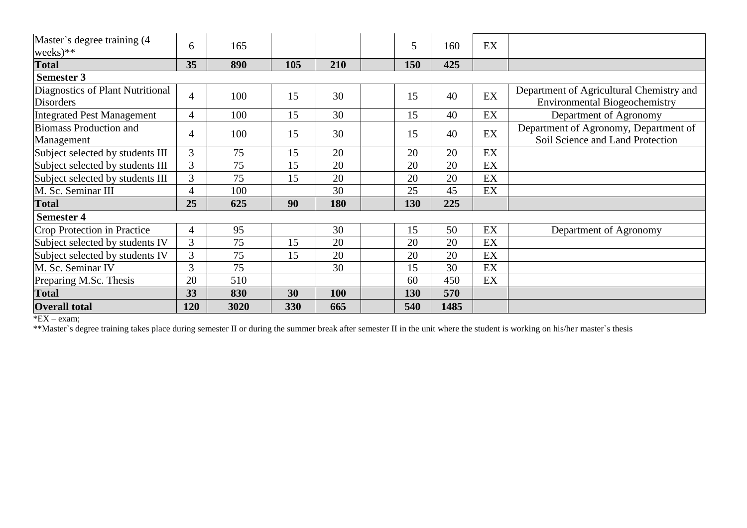| | | | | | | | | | |
|---|---|---|---|---|---|---|---|---|---|
| Master`s degree training (4 weeks)** | 6 | 165 | | | | 5 | 160 | EX | |
| **Total** | **35** | **890** | **105** | **210** | | **150** | **425** | | |
| **Semester 3** | | | | | | | | | |
| Diagnostics of Plant Nutritional Disorders | 4 | 100 | 15 | 30 | | 15 | 40 | EX | Department of Agricultural Chemistry and Environmental Biogeochemistry |
| Integrated Pest Management | 4 | 100 | 15 | 30 | | 15 | 40 | EX | Department of Agronomy |
| Biomass Production and Management | 4 | 100 | 15 | 30 | | 15 | 40 | EX | Department of Agronomy, Department of Soil Science and Land Protection |
| Subject selected by students III | 3 | 75 | 15 | 20 | | 20 | 20 | EX | |
| Subject selected by students III | 3 | 75 | 15 | 20 | | 20 | 20 | EX | |
| Subject selected by students III | 3 | 75 | 15 | 20 | | 20 | 20 | EX | |
| M. Sc. Seminar III | 4 | 100 | | 30 | | 25 | 45 | EX | |
| **Total** | **25** | **625** | **90** | **180** | | **130** | **225** | | |
| **Semester 4** | | | | | | | | | |
| Crop Protection in Practice | 4 | 95 | | 30 | | 15 | 50 | EX | Department of Agronomy |
| Subject selected by students IV | 3 | 75 | 15 | 20 | | 20 | 20 | EX | |
| Subject selected by students IV | 3 | 75 | 15 | 20 | | 20 | 20 | EX | |
| M. Sc. Seminar IV | 3 | 75 | | 30 | | 15 | 30 | EX | |
| Preparing M.Sc. Thesis | 20 | 510 | | | | 60 | 450 | EX | |
| **Total** | **33** | **830** | **30** | **100** | | **130** | **570** | | |
| **Overall total** | **120** | **3020** | **330** | **665** | | **540** | **1485** | | |

*EX – exam;

**Master`s degree training takes place during semester II or during the summer break after semester II in the unit where the student is working on his/her master`s thesis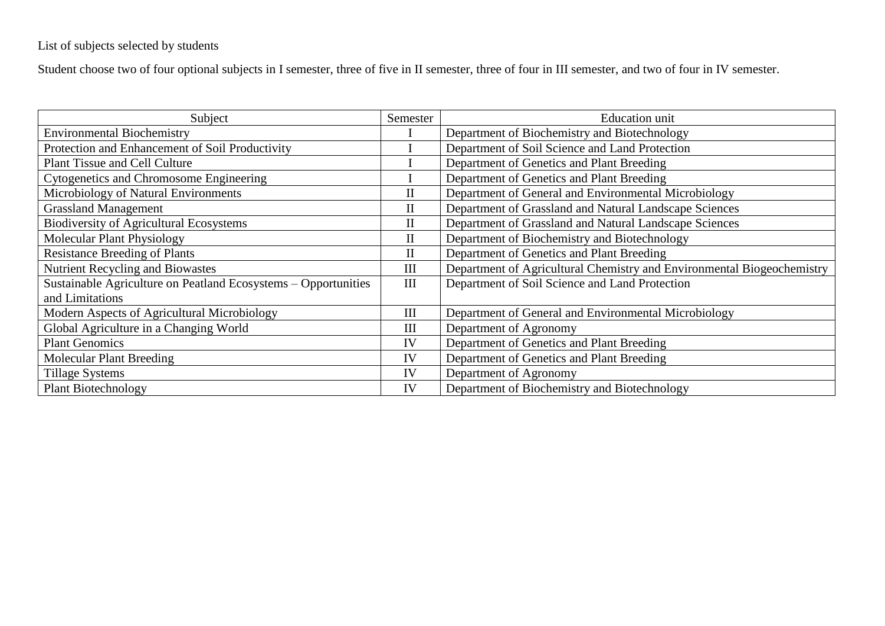List of subjects selected by students

Student choose two of four optional subjects in I semester, three of five in II semester, three of four in III semester, and two of four in IV semester.

| Subject | Semester | Education unit |
|---|---|---|
| Environmental Biochemistry | I | Department of Biochemistry and Biotechnology |
| Protection and Enhancement of Soil Productivity | I | Department of Soil Science and Land Protection |
| Plant Tissue and Cell Culture | I | Department of Genetics and Plant Breeding |
| Cytogenetics and Chromosome Engineering | I | Department of Genetics and Plant Breeding |
| Microbiology of Natural Environments | II | Department of General and Environmental Microbiology |
| Grassland Management | II | Department of Grassland and Natural Landscape Sciences |
| Biodiversity of Agricultural Ecosystems | II | Department of Grassland and Natural Landscape Sciences |
| Molecular Plant Physiology | II | Department of Biochemistry and Biotechnology |
| Resistance Breeding of Plants | II | Department of Genetics and Plant Breeding |
| Nutrient Recycling and Biowastes | III | Department of Agricultural Chemistry and Environmental Biogeochemistry |
| Sustainable Agriculture on Peatland Ecosystems – Opportunities and Limitations | III | Department of Soil Science and Land Protection |
| Modern Aspects of Agricultural Microbiology | III | Department of General and Environmental Microbiology |
| Global Agriculture in a Changing World | III | Department of Agronomy |
| Plant Genomics | IV | Department of Genetics and Plant Breeding |
| Molecular Plant Breeding | IV | Department of Genetics and Plant Breeding |
| Tillage Systems | IV | Department of Agronomy |
| Plant Biotechnology | IV | Department of Biochemistry and Biotechnology |